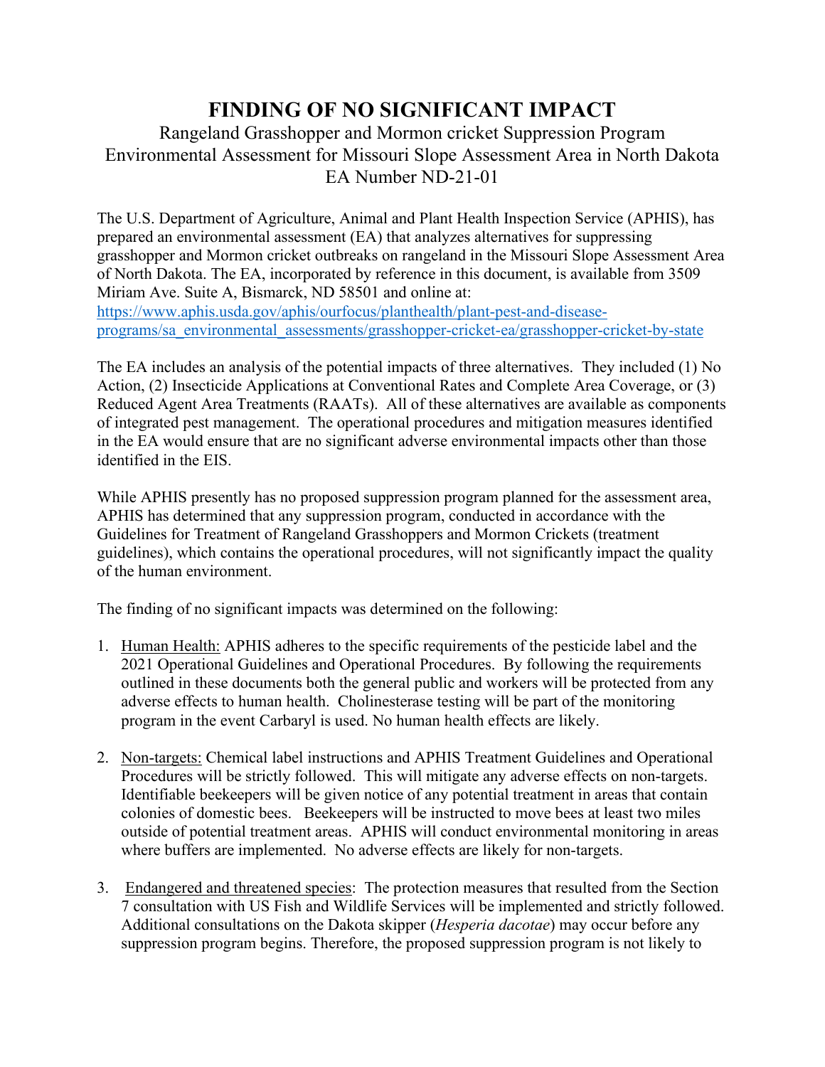# FINDING OF NO SIGNIFICANT IMPACT

Rangeland Grasshopper and Mormon cricket Suppression Program
Environmental Assessment for Missouri Slope Assessment Area in North Dakota
EA Number ND-21-01

The U.S. Department of Agriculture, Animal and Plant Health Inspection Service (APHIS), has prepared an environmental assessment (EA) that analyzes alternatives for suppressing grasshopper and Mormon cricket outbreaks on rangeland in the Missouri Slope Assessment Area of North Dakota. The EA, incorporated by reference in this document, is available from 3509 Miriam Ave. Suite A, Bismarck, ND 58501 and online at: https://www.aphis.usda.gov/aphis/ourfocus/planthealth/plant-pest-and-disease-programs/sa_environmental_assessments/grasshopper-cricket-ea/grasshopper-cricket-by-state

The EA includes an analysis of the potential impacts of three alternatives. They included (1) No Action, (2) Insecticide Applications at Conventional Rates and Complete Area Coverage, or (3) Reduced Agent Area Treatments (RAATs). All of these alternatives are available as components of integrated pest management. The operational procedures and mitigation measures identified in the EA would ensure that are no significant adverse environmental impacts other than those identified in the EIS.

While APHIS presently has no proposed suppression program planned for the assessment area, APHIS has determined that any suppression program, conducted in accordance with the Guidelines for Treatment of Rangeland Grasshoppers and Mormon Crickets (treatment guidelines), which contains the operational procedures, will not significantly impact the quality of the human environment.

The finding of no significant impacts was determined on the following:

1. Human Health: APHIS adheres to the specific requirements of the pesticide label and the 2021 Operational Guidelines and Operational Procedures. By following the requirements outlined in these documents both the general public and workers will be protected from any adverse effects to human health. Cholinesterase testing will be part of the monitoring program in the event Carbaryl is used. No human health effects are likely.

2. Non-targets: Chemical label instructions and APHIS Treatment Guidelines and Operational Procedures will be strictly followed. This will mitigate any adverse effects on non-targets. Identifiable beekeepers will be given notice of any potential treatment in areas that contain colonies of domestic bees. Beekeepers will be instructed to move bees at least two miles outside of potential treatment areas. APHIS will conduct environmental monitoring in areas where buffers are implemented. No adverse effects are likely for non-targets.

3. Endangered and threatened species: The protection measures that resulted from the Section 7 consultation with US Fish and Wildlife Services will be implemented and strictly followed. Additional consultations on the Dakota skipper (*Hesperia dacotae*) may occur before any suppression program begins. Therefore, the proposed suppression program is not likely to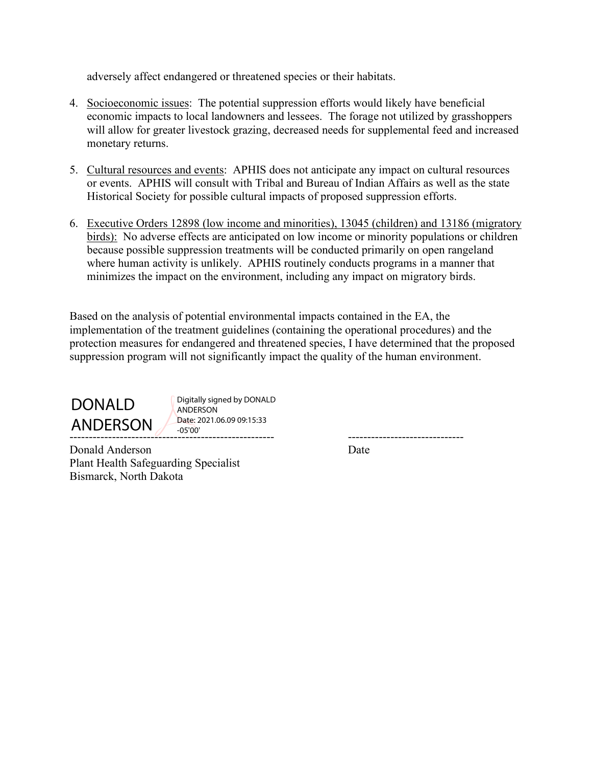adversely affect endangered or threatened species or their habitats.

4. Socioeconomic issues: The potential suppression efforts would likely have beneficial economic impacts to local landowners and lessees. The forage not utilized by grasshoppers will allow for greater livestock grazing, decreased needs for supplemental feed and increased monetary returns.

5. Cultural resources and events: APHIS does not anticipate any impact on cultural resources or events. APHIS will consult with Tribal and Bureau of Indian Affairs as well as the state Historical Society for possible cultural impacts of proposed suppression efforts.

6. Executive Orders 12898 (low income and minorities), 13045 (children) and 13186 (migratory birds): No adverse effects are anticipated on low income or minority populations or children because possible suppression treatments will be conducted primarily on open rangeland where human activity is unlikely. APHIS routinely conducts programs in a manner that minimizes the impact on the environment, including any impact on migratory birds.

Based on the analysis of potential environmental impacts contained in the EA, the implementation of the treatment guidelines (containing the operational procedures) and the protection measures for endangered and threatened species, I have determined that the proposed suppression program will not significantly impact the quality of the human environment.

DONALD ANDERSON

Digitally signed by DONALD ANDERSON
Date: 2021.06.09 09:15:33 -05'00'

---------------------------------------------------- ------------------------------

Donald Anderson
Plant Health Safeguarding Specialist
Bismarck, North Dakota

Date